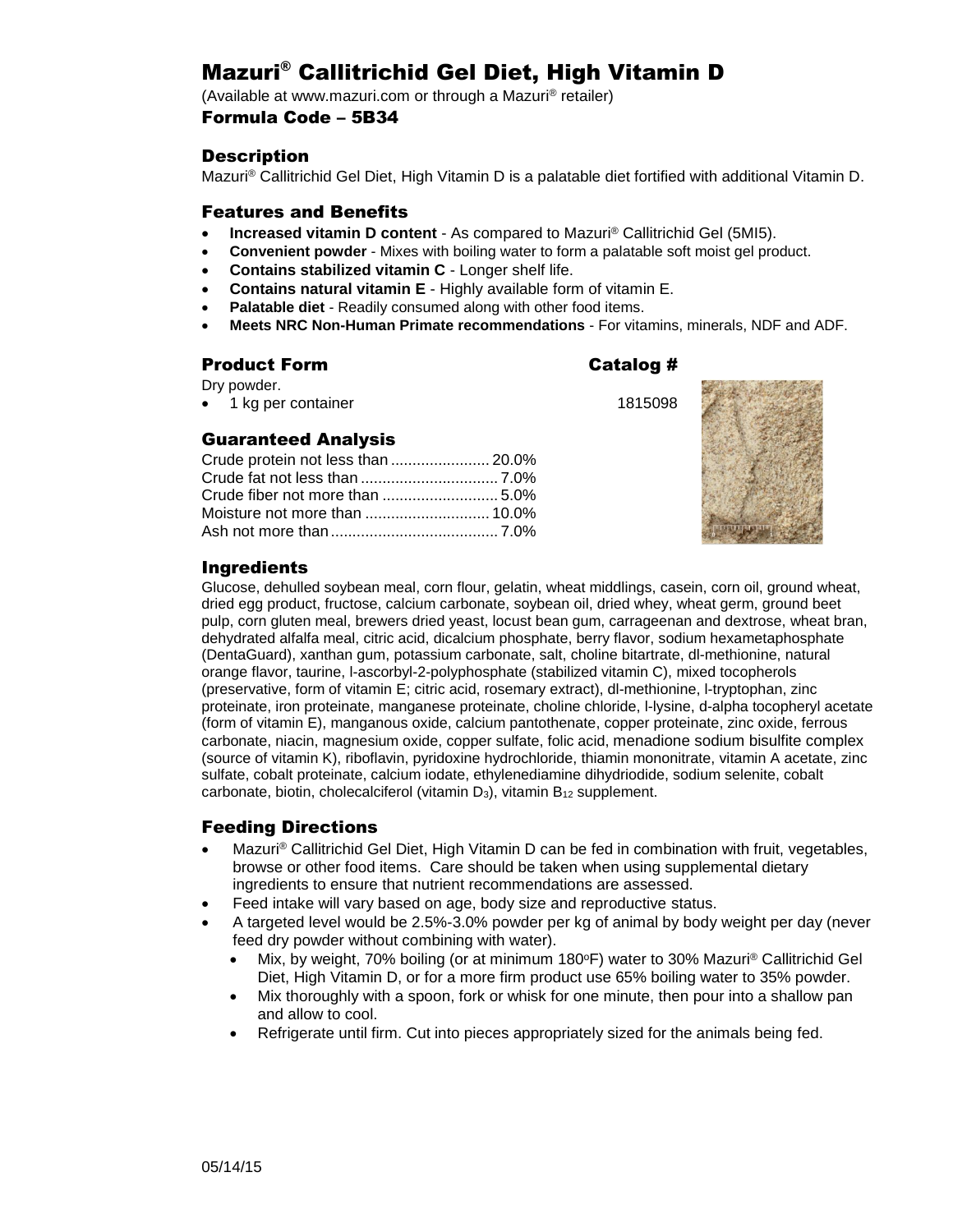# Mazuri® Callitrichid Gel Diet, High Vitamin D

(Available at www.mazuri.com or through a Mazuri® retailer)

### Formula Code – 5B34

## Description

Mazuri® Callitrichid Gel Diet, High Vitamin D is a palatable diet fortified with additional Vitamin D.

## Features and Benefits

- **Increased vitamin D content** - As compared to Mazuri® Callitrichid Gel (5MI5).
- **Convenient powder** - Mixes with boiling water to form a palatable soft moist gel product.
- **Contains stabilized vitamin C** - Longer shelf life.
- **Contains natural vitamin E** - Highly available form of vitamin E.
- **Palatable diet** - Readily consumed along with other food items.
- **Meets NRC Non-Human Primate recommendations** - For vitamins, minerals, NDF and ADF.

## Product Form

Dry powder.

| Product Form | Catalog # |
| --- | --- |
| 1 kg per container | 1815098 |

## Guaranteed Analysis

| | |
| --- | --- |
| Crude protein not less than | 20.0% |
| Crude fat not less than | 7.0% |
| Crude fiber not more than | 5.0% |
| Moisture not more than | 10.0% |
| Ash not more than | 7.0% |

## Ingredients

Glucose, dehulled soybean meal, corn flour, gelatin, wheat middlings, casein, corn oil, ground wheat, dried egg product, fructose, calcium carbonate, soybean oil, dried whey, wheat germ, ground beet pulp, corn gluten meal, brewers dried yeast, locust bean gum, carrageenan and dextrose, wheat bran, dehydrated alfalfa meal, citric acid, dicalcium phosphate, berry flavor, sodium hexametaphosphate (DentaGuard), xanthan gum, potassium carbonate, salt, choline bitartrate, dl-methionine, natural orange flavor, taurine, l-ascorbyl-2-polyphosphate (stabilized vitamin C), mixed tocopherols (preservative, form of vitamin E; citric acid, rosemary extract), dl-methionine, l-tryptophan, zinc proteinate, iron proteinate, manganese proteinate, choline chloride, l-lysine, d-alpha tocopheryl acetate (form of vitamin E), manganous oxide, calcium pantothenate, copper proteinate, zinc oxide, ferrous carbonate, niacin, magnesium oxide, copper sulfate, folic acid, menadione sodium bisulfite complex (source of vitamin K), riboflavin, pyridoxine hydrochloride, thiamin mononitrate, vitamin A acetate, zinc sulfate, cobalt proteinate, calcium iodate, ethylenediamine dihydriodide, sodium selenite, cobalt carbonate, biotin, cholecalciferol (vitamin $D_3$), vitamin $B_{12}$ supplement.

## Feeding Directions

- Mazuri® Callitrichid Gel Diet, High Vitamin D can be fed in combination with fruit, vegetables, browse or other food items. Care should be taken when using supplemental dietary ingredients to ensure that nutrient recommendations are assessed.
- Feed intake will vary based on age, body size and reproductive status.
- A targeted level would be 2.5%-3.0% powder per kg of animal by body weight per day (never feed dry powder without combining with water).
  - Mix, by weight, 70% boiling (or at minimum 180°F) water to 30% Mazuri® Callitrichid Gel Diet, High Vitamin D, or for a more firm product use 65% boiling water to 35% powder.
  - Mix thoroughly with a spoon, fork or whisk for one minute, then pour into a shallow pan and allow to cool.
  - Refrigerate until firm. Cut into pieces appropriately sized for the animals being fed.

05/14/15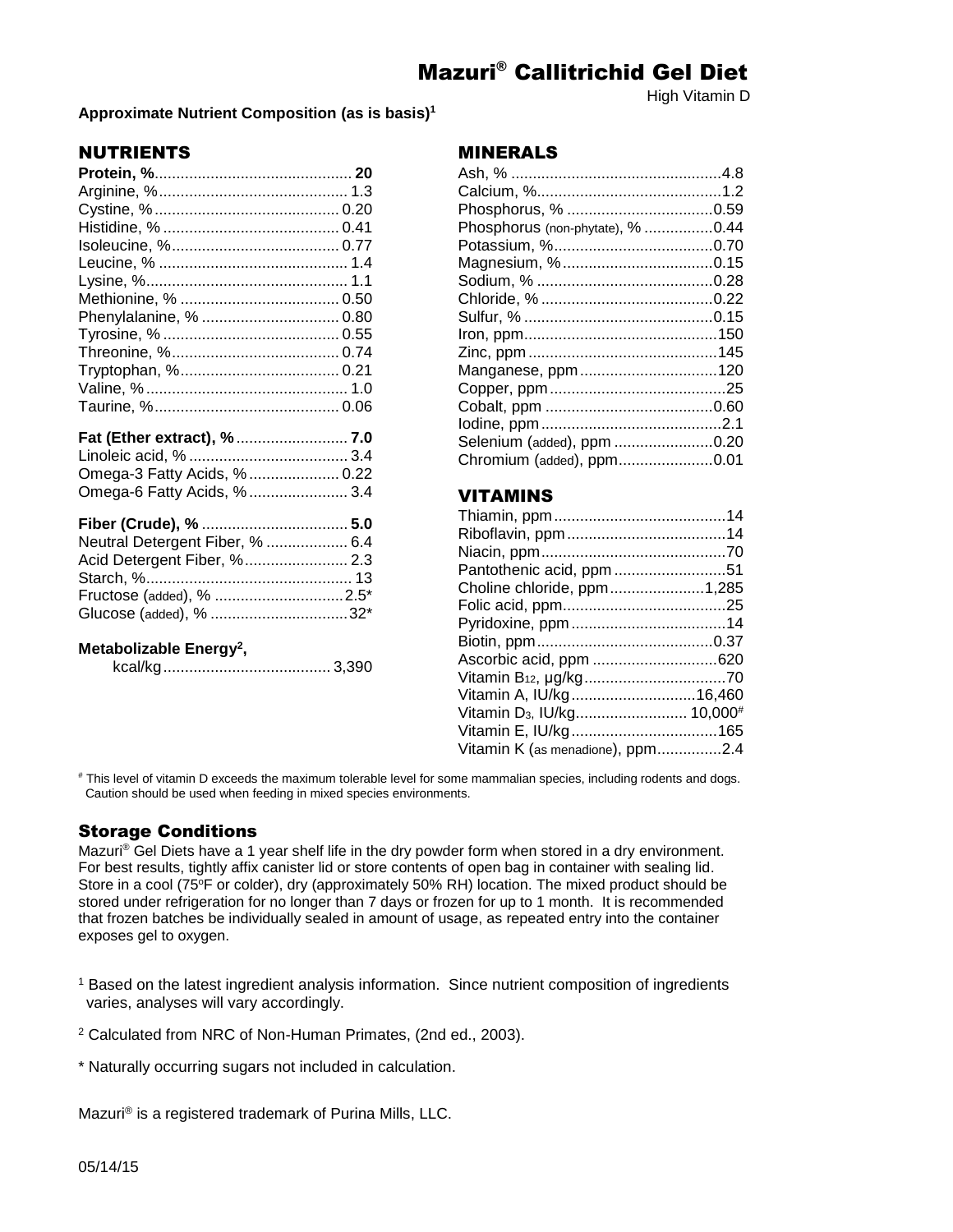# Mazuri® Callitrichid Gel Diet

High Vitamin D

**Approximate Nutrient Composition (as is basis)[1]**

## NUTRIENTS

| | |
|---|---|
| **Protein, %** | **20** |
| Arginine, % | 1.3 |
| Cystine, % | 0.20 |
| Histidine, % | 0.41 |
| Isoleucine, % | 0.77 |
| Leucine, % | 1.4 |
| Lysine, % | 1.1 |
| Methionine, % | 0.50 |
| Phenylalanine, % | 0.80 |
| Tyrosine, % | 0.55 |
| Threonine, % | 0.74 |
| Tryptophan, % | 0.21 |
| Valine, % | 1.0 |
| Taurine, % | 0.06 |

| | |
|---|---|
| **Fat (Ether extract), %** | **7.0** |
| Linoleic acid, % | 3.4 |
| Omega-3 Fatty Acids, % | 0.22 |
| Omega-6 Fatty Acids, % | 3.4 |

| | |
|---|---|
| **Fiber (Crude), %** | **5.0** |
| Neutral Detergent Fiber, % | 6.4 |
| Acid Detergent Fiber, % | 2.3 |
| Starch, % | 13 |
| Fructose (added), % | 2.5* |
| Glucose (added), % | 32* |

**Metabolizable Energy[2],**
kcal/kg ...... 3,390

## MINERALS

| | |
|---|---|
| Ash, % | 4.8 |
| Calcium, % | 1.2 |
| Phosphorus, % | 0.59 |
| Phosphorus (non-phytate), % | 0.44 |
| Potassium, % | 0.70 |
| Magnesium, % | 0.15 |
| Sodium, % | 0.28 |
| Chloride, % | 0.22 |
| Sulfur, % | 0.15 |
| Iron, ppm | 150 |
| Zinc, ppm | 145 |
| Manganese, ppm | 120 |
| Copper, ppm | 25 |
| Cobalt, ppm | 0.60 |
| Iodine, ppm | 2.1 |
| Selenium (added), ppm | 0.20 |
| Chromium (added), ppm | 0.01 |

## VITAMINS

| | |
|---|---|
| Thiamin, ppm | 14 |
| Riboflavin, ppm | 14 |
| Niacin, ppm | 70 |
| Pantothenic acid, ppm | 51 |
| Choline chloride, ppm | 1,285 |
| Folic acid, ppm | 25 |
| Pyridoxine, ppm | 14 |
| Biotin, ppm | 0.37 |
| Ascorbic acid, ppm | 620 |
| Vitamin $B_{12}$, μg/kg | 70 |
| Vitamin A, IU/kg | 16,460 |
| Vitamin $D_3$, IU/kg | 10,000# |
| Vitamin E, IU/kg | 165 |
| Vitamin K (as menadione), ppm | 2.4 |

# This level of vitamin D exceeds the maximum tolerable level for some mammalian species, including rodents and dogs. Caution should be used when feeding in mixed species environments.

## Storage Conditions

Mazuri® Gel Diets have a 1 year shelf life in the dry powder form when stored in a dry environment. For best results, tightly affix canister lid or store contents of open bag in container with sealing lid. Store in a cool (75ºF or colder), dry (approximately 50% RH) location. The mixed product should be stored under refrigeration for no longer than 7 days or frozen for up to 1 month. It is recommended that frozen batches be individually sealed in amount of usage, as repeated entry into the container exposes gel to oxygen.

[1] Based on the latest ingredient analysis information. Since nutrient composition of ingredients varies, analyses will vary accordingly.

[2] Calculated from NRC of Non-Human Primates, (2nd ed., 2003).

* Naturally occurring sugars not included in calculation.

Mazuri® is a registered trademark of Purina Mills, LLC.

05/14/15